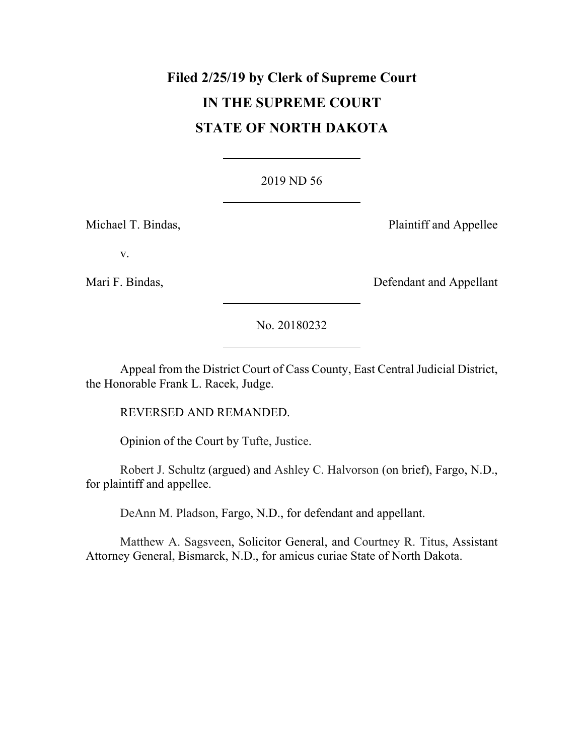**Filed 2/25/19 by Clerk of Supreme Court**

# IN THE SUPREME COURT

# STATE OF NORTH DAKOTA

---

2019 ND 56

---

Michael T. Bindas, Plaintiff and Appellee

v.

Mari F. Bindas, Defendant and Appellant

---

No. 20180232

---

Appeal from the District Court of Cass County, East Central Judicial District, the Honorable Frank L. Racek, Judge.

REVERSED AND REMANDED.

Opinion of the Court by Tufte, Justice.

Robert J. Schultz (argued) and Ashley C. Halvorson (on brief), Fargo, N.D., for plaintiff and appellee.

DeAnn M. Pladson, Fargo, N.D., for defendant and appellant.

Matthew A. Sagsveen, Solicitor General, and Courtney R. Titus, Assistant Attorney General, Bismarck, N.D., for amicus curiae State of North Dakota.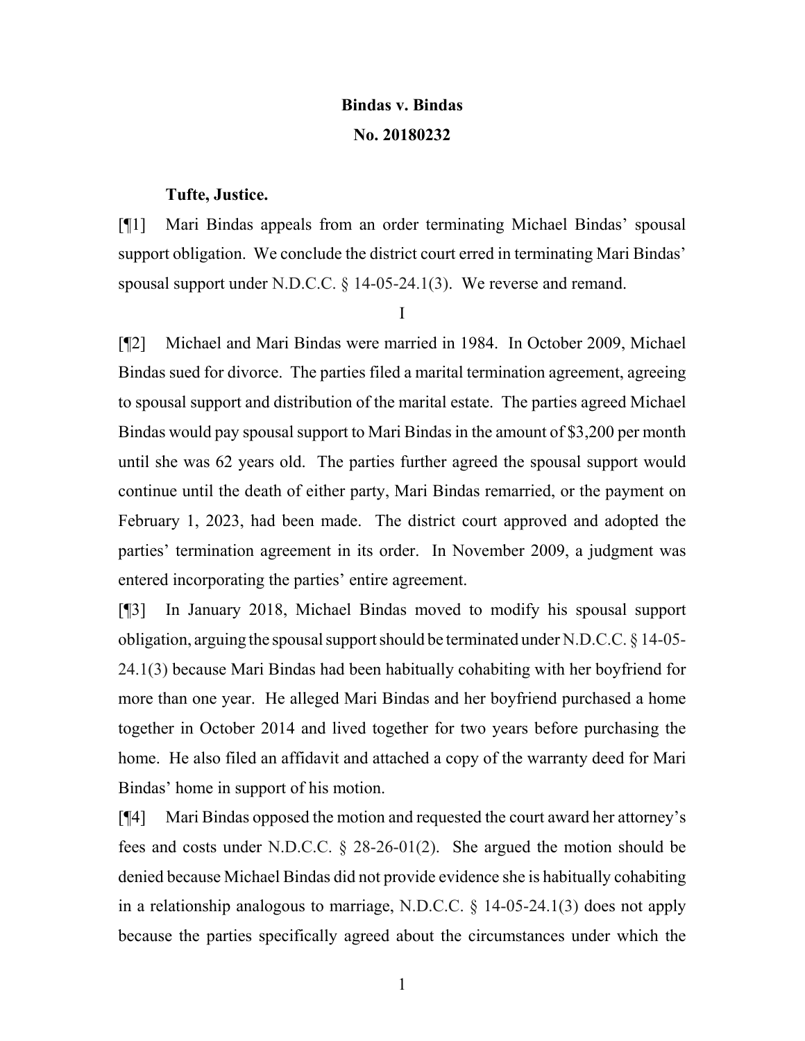**Bindas v. Bindas**

**No. 20180232**

**Tufte, Justice.**

[¶1] Mari Bindas appeals from an order terminating Michael Bindas' spousal support obligation. We conclude the district court erred in terminating Mari Bindas' spousal support under N.D.C.C. § 14-05-24.1(3). We reverse and remand.

I

[¶2] Michael and Mari Bindas were married in 1984. In October 2009, Michael Bindas sued for divorce. The parties filed a marital termination agreement, agreeing to spousal support and distribution of the marital estate. The parties agreed Michael Bindas would pay spousal support to Mari Bindas in the amount of $3,200 per month until she was 62 years old. The parties further agreed the spousal support would continue until the death of either party, Mari Bindas remarried, or the payment on February 1, 2023, had been made. The district court approved and adopted the parties' termination agreement in its order. In November 2009, a judgment was entered incorporating the parties' entire agreement.

[¶3] In January 2018, Michael Bindas moved to modify his spousal support obligation, arguing the spousal support should be terminated under N.D.C.C. § 14-05-24.1(3) because Mari Bindas had been habitually cohabiting with her boyfriend for more than one year. He alleged Mari Bindas and her boyfriend purchased a home together in October 2014 and lived together for two years before purchasing the home. He also filed an affidavit and attached a copy of the warranty deed for Mari Bindas' home in support of his motion.

[¶4] Mari Bindas opposed the motion and requested the court award her attorney's fees and costs under N.D.C.C. § 28-26-01(2). She argued the motion should be denied because Michael Bindas did not provide evidence she is habitually cohabiting in a relationship analogous to marriage, N.D.C.C. § 14-05-24.1(3) does not apply because the parties specifically agreed about the circumstances under which the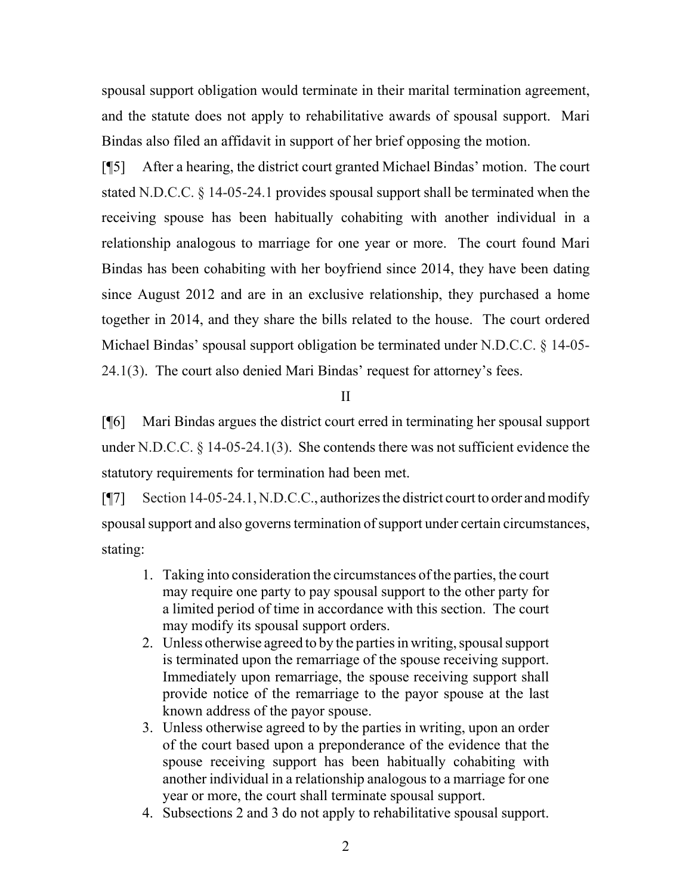spousal support obligation would terminate in their marital termination agreement, and the statute does not apply to rehabilitative awards of spousal support. Mari Bindas also filed an affidavit in support of her brief opposing the motion.

[¶5] After a hearing, the district court granted Michael Bindas' motion. The court stated N.D.C.C. § 14-05-24.1 provides spousal support shall be terminated when the receiving spouse has been habitually cohabiting with another individual in a relationship analogous to marriage for one year or more. The court found Mari Bindas has been cohabiting with her boyfriend since 2014, they have been dating since August 2012 and are in an exclusive relationship, they purchased a home together in 2014, and they share the bills related to the house. The court ordered Michael Bindas' spousal support obligation be terminated under N.D.C.C. § 14-05-24.1(3). The court also denied Mari Bindas' request for attorney's fees.

## II

[¶6] Mari Bindas argues the district court erred in terminating her spousal support under N.D.C.C. § 14-05-24.1(3). She contends there was not sufficient evidence the statutory requirements for termination had been met.

[¶7] Section 14-05-24.1, N.D.C.C., authorizes the district court to order and modify spousal support and also governs termination of support under certain circumstances, stating:

> 1. Taking into consideration the circumstances of the parties, the court may require one party to pay spousal support to the other party for a limited period of time in accordance with this section. The court may modify its spousal support orders.
> 2. Unless otherwise agreed to by the parties in writing, spousal support is terminated upon the remarriage of the spouse receiving support. Immediately upon remarriage, the spouse receiving support shall provide notice of the remarriage to the payor spouse at the last known address of the payor spouse.
> 3. Unless otherwise agreed to by the parties in writing, upon an order of the court based upon a preponderance of the evidence that the spouse receiving support has been habitually cohabiting with another individual in a relationship analogous to a marriage for one year or more, the court shall terminate spousal support.
> 4. Subsections 2 and 3 do not apply to rehabilitative spousal support.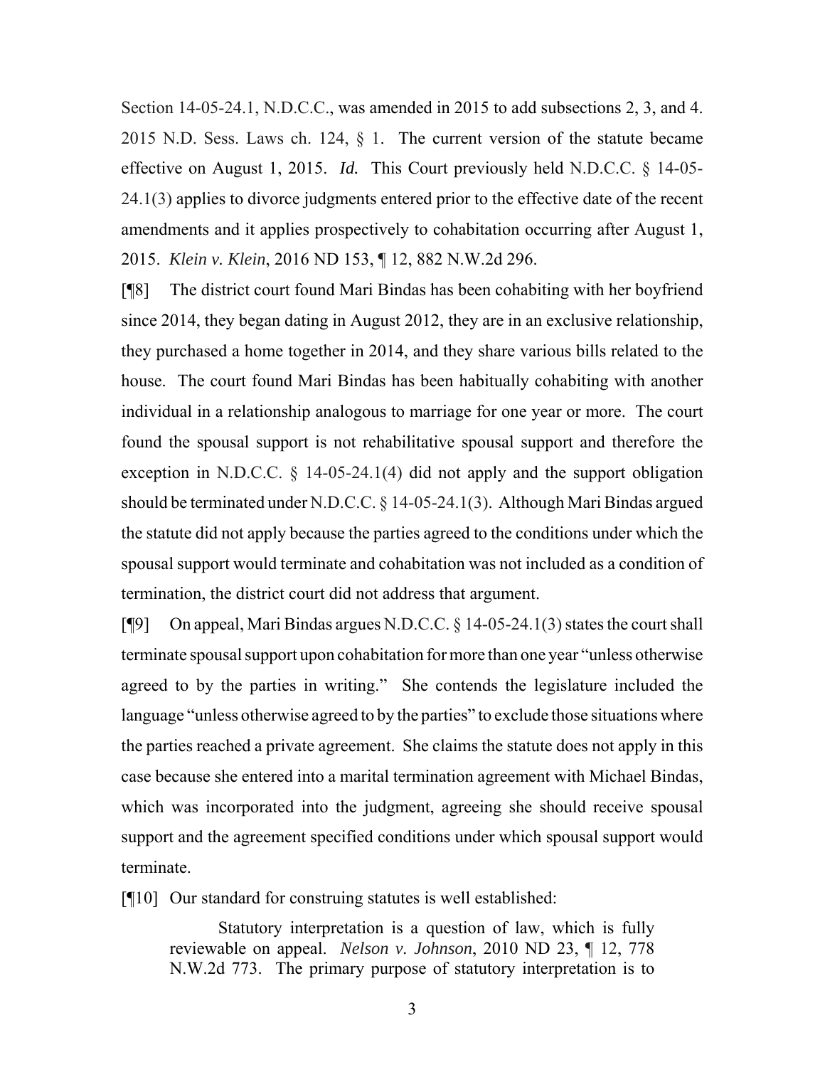Section 14-05-24.1, N.D.C.C., was amended in 2015 to add subsections 2, 3, and 4. 2015 N.D. Sess. Laws ch. 124, § 1. The current version of the statute became effective on August 1, 2015. *Id.* This Court previously held N.D.C.C. § 14-05-24.1(3) applies to divorce judgments entered prior to the effective date of the recent amendments and it applies prospectively to cohabitation occurring after August 1, 2015. *Klein v. Klein*, 2016 ND 153, ¶ 12, 882 N.W.2d 296.

[¶8] The district court found Mari Bindas has been cohabiting with her boyfriend since 2014, they began dating in August 2012, they are in an exclusive relationship, they purchased a home together in 2014, and they share various bills related to the house. The court found Mari Bindas has been habitually cohabiting with another individual in a relationship analogous to marriage for one year or more. The court found the spousal support is not rehabilitative spousal support and therefore the exception in N.D.C.C. § 14-05-24.1(4) did not apply and the support obligation should be terminated under N.D.C.C. § 14-05-24.1(3). Although Mari Bindas argued the statute did not apply because the parties agreed to the conditions under which the spousal support would terminate and cohabitation was not included as a condition of termination, the district court did not address that argument.

[¶9] On appeal, Mari Bindas argues N.D.C.C. § 14-05-24.1(3) states the court shall terminate spousal support upon cohabitation for more than one year "unless otherwise agreed to by the parties in writing." She contends the legislature included the language "unless otherwise agreed to by the parties" to exclude those situations where the parties reached a private agreement. She claims the statute does not apply in this case because she entered into a marital termination agreement with Michael Bindas, which was incorporated into the judgment, agreeing she should receive spousal support and the agreement specified conditions under which spousal support would terminate.

[¶10] Our standard for construing statutes is well established:

> Statutory interpretation is a question of law, which is fully reviewable on appeal. *Nelson v. Johnson*, 2010 ND 23, ¶ 12, 778 N.W.2d 773. The primary purpose of statutory interpretation is to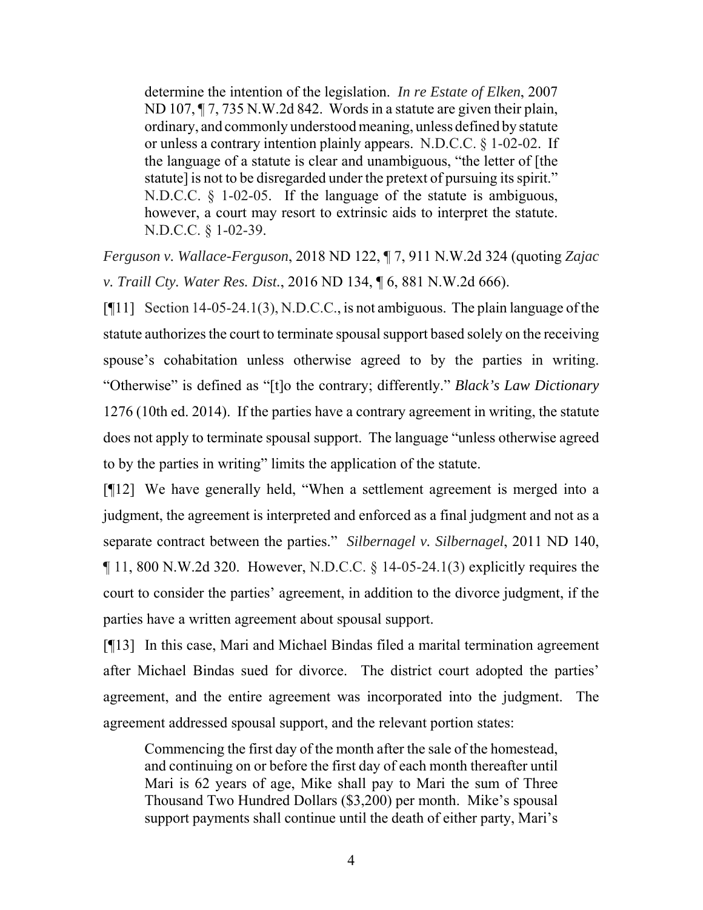> determine the intention of the legislation. *In re Estate of Elken*, 2007 ND 107, ¶ 7, 735 N.W.2d 842. Words in a statute are given their plain, ordinary, and commonly understood meaning, unless defined by statute or unless a contrary intention plainly appears. N.D.C.C. § 1-02-02. If the language of a statute is clear and unambiguous, "the letter of [the statute] is not to be disregarded under the pretext of pursuing its spirit." N.D.C.C. § 1-02-05. If the language of the statute is ambiguous, however, a court may resort to extrinsic aids to interpret the statute. N.D.C.C. § 1-02-39.

*Ferguson v. Wallace-Ferguson*, 2018 ND 122, ¶ 7, 911 N.W.2d 324 (quoting *Zajac v. Traill Cty. Water Res. Dist.*, 2016 ND 134, ¶ 6, 881 N.W.2d 666).

[¶11] Section 14-05-24.1(3), N.D.C.C., is not ambiguous. The plain language of the statute authorizes the court to terminate spousal support based solely on the receiving spouse's cohabitation unless otherwise agreed to by the parties in writing. "Otherwise" is defined as "[t]o the contrary; differently." *Black's Law Dictionary* 1276 (10th ed. 2014). If the parties have a contrary agreement in writing, the statute does not apply to terminate spousal support. The language "unless otherwise agreed to by the parties in writing" limits the application of the statute.

[¶12] We have generally held, "When a settlement agreement is merged into a judgment, the agreement is interpreted and enforced as a final judgment and not as a separate contract between the parties." *Silbernagel v. Silbernagel*, 2011 ND 140, ¶ 11, 800 N.W.2d 320. However, N.D.C.C. § 14-05-24.1(3) explicitly requires the court to consider the parties' agreement, in addition to the divorce judgment, if the parties have a written agreement about spousal support.

[¶13] In this case, Mari and Michael Bindas filed a marital termination agreement after Michael Bindas sued for divorce. The district court adopted the parties' agreement, and the entire agreement was incorporated into the judgment. The agreement addressed spousal support, and the relevant portion states:

> Commencing the first day of the month after the sale of the homestead, and continuing on or before the first day of each month thereafter until Mari is 62 years of age, Mike shall pay to Mari the sum of Three Thousand Two Hundred Dollars ($3,200) per month. Mike's spousal support payments shall continue until the death of either party, Mari's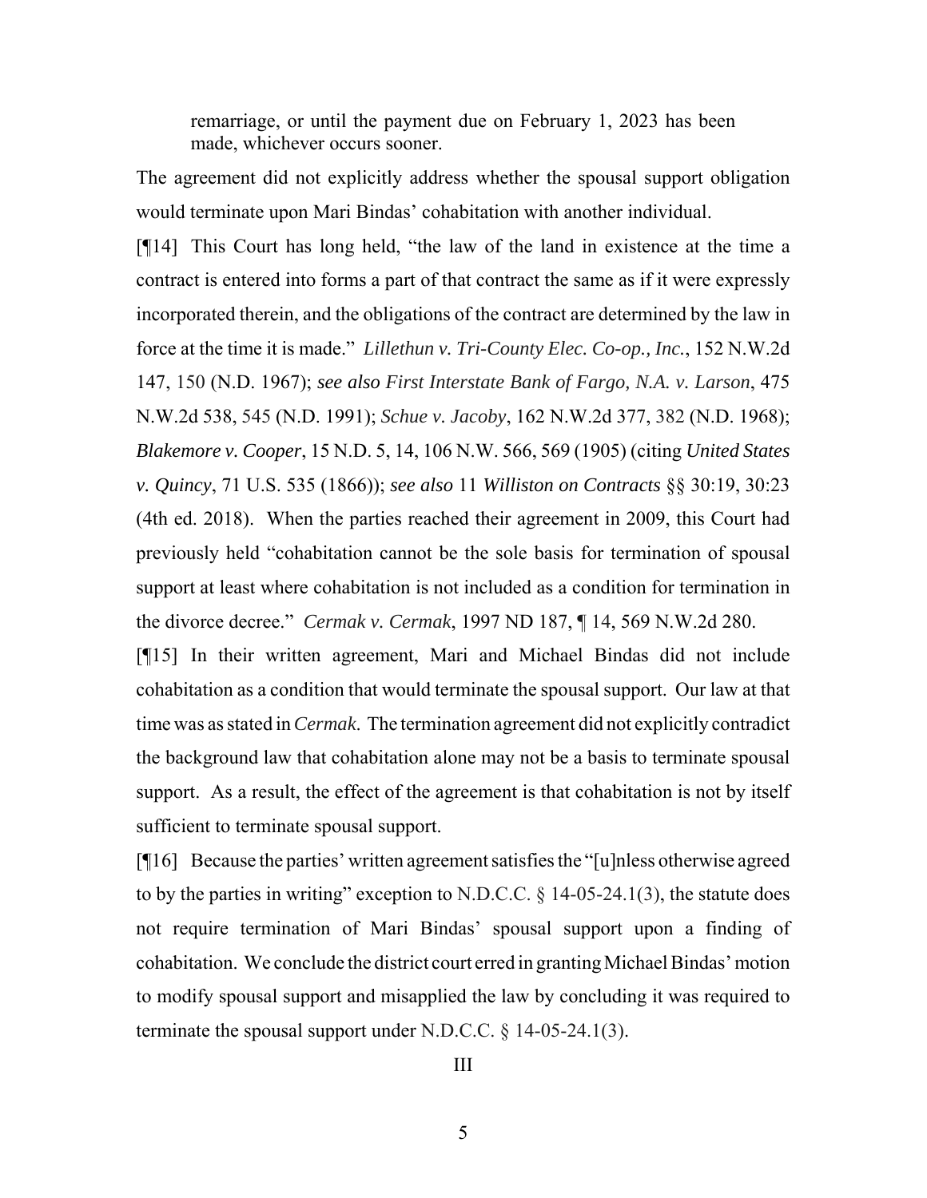> remarriage, or until the payment due on February 1, 2023 has been made, whichever occurs sooner.

The agreement did not explicitly address whether the spousal support obligation would terminate upon Mari Bindas' cohabitation with another individual.

[¶14] This Court has long held, "the law of the land in existence at the time a contract is entered into forms a part of that contract the same as if it were expressly incorporated therein, and the obligations of the contract are determined by the law in force at the time it is made." *Lillethun v. Tri-County Elec. Co-op., Inc.*, 152 N.W.2d 147, 150 (N.D. 1967); *see also First Interstate Bank of Fargo, N.A. v. Larson*, 475 N.W.2d 538, 545 (N.D. 1991); *Schue v. Jacoby*, 162 N.W.2d 377, 382 (N.D. 1968); *Blakemore v. Cooper*, 15 N.D. 5, 14, 106 N.W. 566, 569 (1905) (citing *United States v. Quincy*, 71 U.S. 535 (1866)); *see also* 11 *Williston on Contracts* §§ 30:19, 30:23 (4th ed. 2018). When the parties reached their agreement in 2009, this Court had previously held "cohabitation cannot be the sole basis for termination of spousal support at least where cohabitation is not included as a condition for termination in the divorce decree." *Cermak v. Cermak*, 1997 ND 187, ¶ 14, 569 N.W.2d 280.

[¶15] In their written agreement, Mari and Michael Bindas did not include cohabitation as a condition that would terminate the spousal support. Our law at that time was as stated in *Cermak*. The termination agreement did not explicitly contradict the background law that cohabitation alone may not be a basis to terminate spousal support. As a result, the effect of the agreement is that cohabitation is not by itself sufficient to terminate spousal support.

[¶16] Because the parties' written agreement satisfies the "[u]nless otherwise agreed to by the parties in writing" exception to N.D.C.C. § 14-05-24.1(3), the statute does not require termination of Mari Bindas' spousal support upon a finding of cohabitation. We conclude the district court erred in granting Michael Bindas' motion to modify spousal support and misapplied the law by concluding it was required to terminate the spousal support under N.D.C.C. § 14-05-24.1(3).

III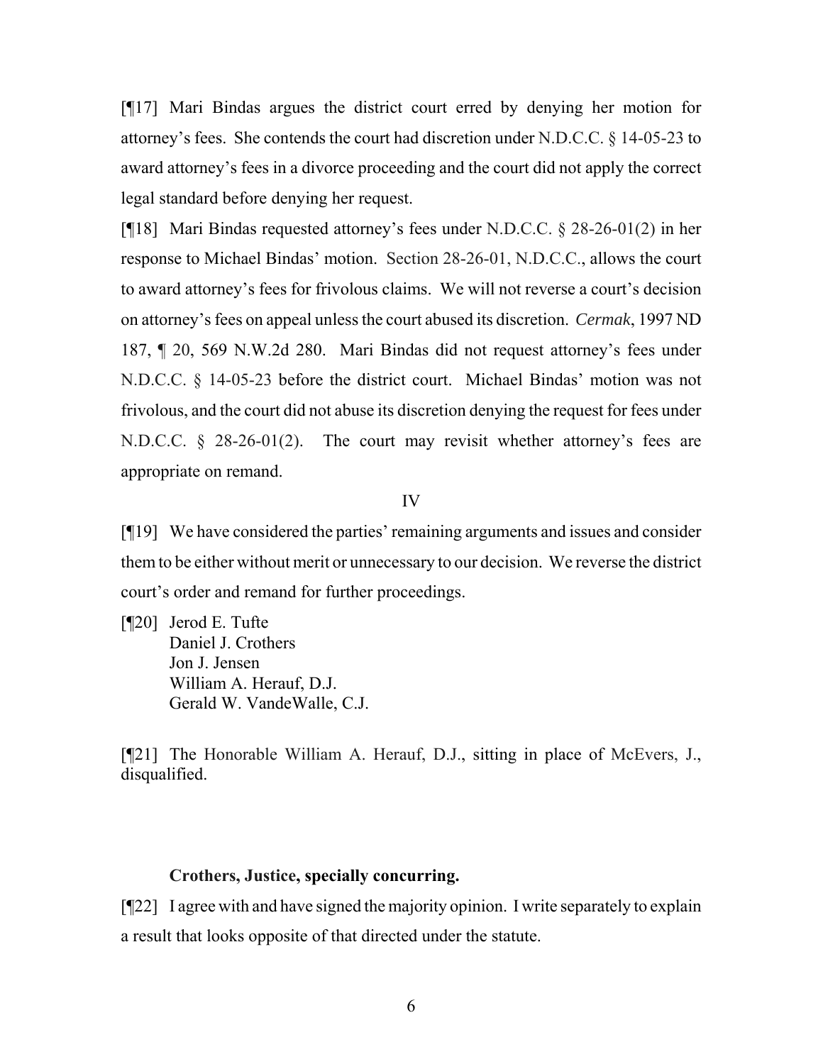[¶17] Mari Bindas argues the district court erred by denying her motion for attorney's fees. She contends the court had discretion under N.D.C.C. § 14-05-23 to award attorney's fees in a divorce proceeding and the court did not apply the correct legal standard before denying her request.

[¶18] Mari Bindas requested attorney's fees under N.D.C.C. § 28-26-01(2) in her response to Michael Bindas' motion. Section 28-26-01, N.D.C.C., allows the court to award attorney's fees for frivolous claims. We will not reverse a court's decision on attorney's fees on appeal unless the court abused its discretion. *Cermak*, 1997 ND 187, ¶ 20, 569 N.W.2d 280. Mari Bindas did not request attorney's fees under N.D.C.C. § 14-05-23 before the district court. Michael Bindas' motion was not frivolous, and the court did not abuse its discretion denying the request for fees under N.D.C.C. § 28-26-01(2). The court may revisit whether attorney's fees are appropriate on remand.

IV

[¶19] We have considered the parties' remaining arguments and issues and consider them to be either without merit or unnecessary to our decision. We reverse the district court's order and remand for further proceedings.

[¶20] Jerod E. Tufte
Daniel J. Crothers
Jon J. Jensen
William A. Herauf, D.J.
Gerald W. VandeWalle, C.J.

[¶21] The Honorable William A. Herauf, D.J., sitting in place of McEvers, J., disqualified.

**Crothers, Justice, specially concurring.**

[¶22] I agree with and have signed the majority opinion. I write separately to explain a result that looks opposite of that directed under the statute.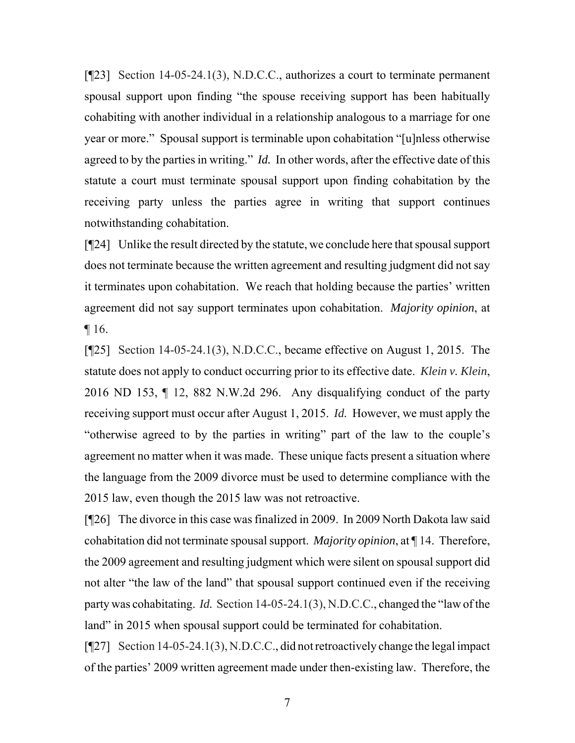[¶23] Section 14-05-24.1(3), N.D.C.C., authorizes a court to terminate permanent spousal support upon finding "the spouse receiving support has been habitually cohabiting with another individual in a relationship analogous to a marriage for one year or more." Spousal support is terminable upon cohabitation "[u]nless otherwise agreed to by the parties in writing." *Id.* In other words, after the effective date of this statute a court must terminate spousal support upon finding cohabitation by the receiving party unless the parties agree in writing that support continues notwithstanding cohabitation.

[¶24] Unlike the result directed by the statute, we conclude here that spousal support does not terminate because the written agreement and resulting judgment did not say it terminates upon cohabitation. We reach that holding because the parties' written agreement did not say support terminates upon cohabitation. *Majority opinion*, at ¶ 16.

[¶25] Section 14-05-24.1(3), N.D.C.C., became effective on August 1, 2015. The statute does not apply to conduct occurring prior to its effective date. *Klein v. Klein*, 2016 ND 153, ¶ 12, 882 N.W.2d 296. Any disqualifying conduct of the party receiving support must occur after August 1, 2015. *Id.* However, we must apply the "otherwise agreed to by the parties in writing" part of the law to the couple's agreement no matter when it was made. These unique facts present a situation where the language from the 2009 divorce must be used to determine compliance with the 2015 law, even though the 2015 law was not retroactive.

[¶26] The divorce in this case was finalized in 2009. In 2009 North Dakota law said cohabitation did not terminate spousal support. *Majority opinion*, at ¶ 14. Therefore, the 2009 agreement and resulting judgment which were silent on spousal support did not alter "the law of the land" that spousal support continued even if the receiving party was cohabitating. *Id.* Section 14-05-24.1(3), N.D.C.C., changed the "law of the land" in 2015 when spousal support could be terminated for cohabitation.

[¶27] Section 14-05-24.1(3), N.D.C.C., did not retroactively change the legal impact of the parties' 2009 written agreement made under then-existing law. Therefore, the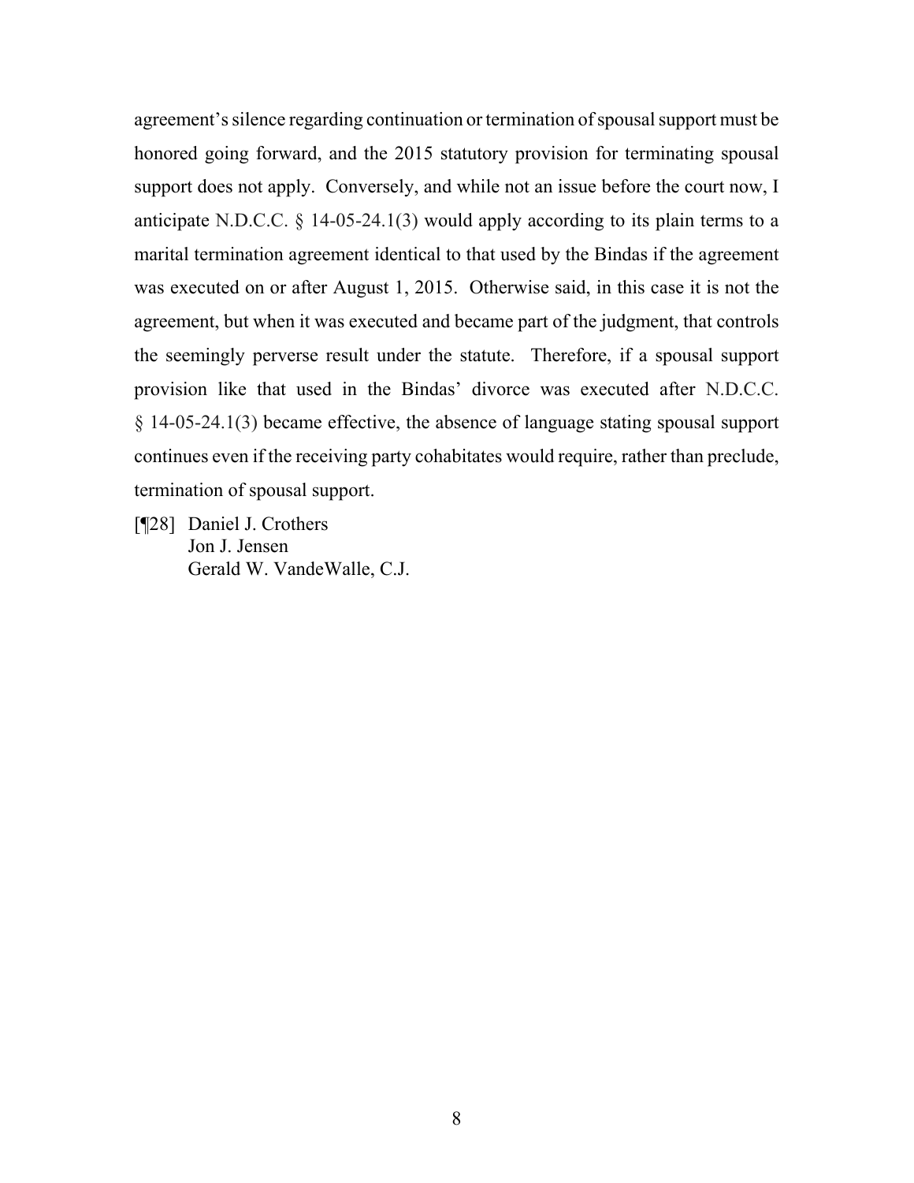agreement's silence regarding continuation or termination of spousal support must be honored going forward, and the 2015 statutory provision for terminating spousal support does not apply. Conversely, and while not an issue before the court now, I anticipate N.D.C.C. § 14-05-24.1(3) would apply according to its plain terms to a marital termination agreement identical to that used by the Bindas if the agreement was executed on or after August 1, 2015. Otherwise said, in this case it is not the agreement, but when it was executed and became part of the judgment, that controls the seemingly perverse result under the statute. Therefore, if a spousal support provision like that used in the Bindas' divorce was executed after N.D.C.C. § 14-05-24.1(3) became effective, the absence of language stating spousal support continues even if the receiving party cohabitates would require, rather than preclude, termination of spousal support.

[¶28] Daniel J. Crothers
Jon J. Jensen
Gerald W. VandeWalle, C.J.